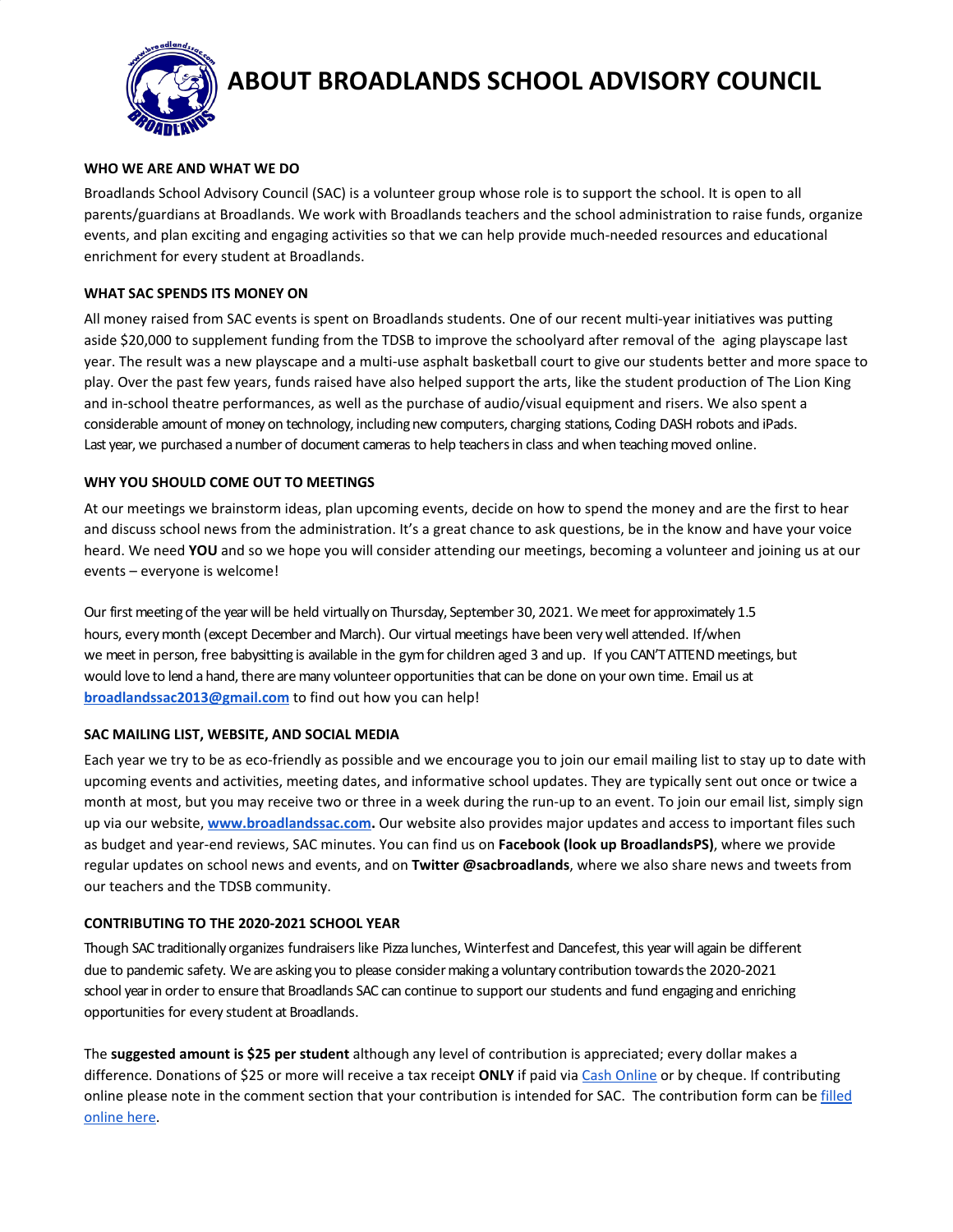# ABOUT BROADLANDS SCHOOL ADVISORY COUNCIL

**WHO WE ARE AND WHAT WE DO**

Broadlands School Advisory Council (SAC) is a volunteer group whose role is to support the school. It is open to all parents/guardians at Broadlands. We work with Broadlands teachers and the school administration to raise funds, organize events, and plan exciting and engaging activities so that we can help provide much-needed resources and educational enrichment for every student at Broadlands.

**WHAT SAC SPENDS ITS MONEY ON**

All money raised from SAC events is spent on Broadlands students. One of our recent multi-year initiatives was putting aside $20,000 to supplement funding from the TDSB to improve the schoolyard after removal of the aging playscape last year. The result was a new playscape and a multi-use asphalt basketball court to give our students better and more space to play. Over the past few years, funds raised have also helped support the arts, like the student production of The Lion King and in-school theatre performances, as well as the purchase of audio/visual equipment and risers. We also spent a considerable amount of money on technology, including new computers, charging stations, Coding DASH robots and iPads. Last year, we purchased a number of document cameras to help teachers in class and when teaching moved online.

**WHY YOU SHOULD COME OUT TO MEETINGS**

At our meetings we brainstorm ideas, plan upcoming events, decide on how to spend the money and are the first to hear and discuss school news from the administration. It's a great chance to ask questions, be in the know and have your voice heard. We need **YOU** and so we hope you will consider attending our meetings, becoming a volunteer and joining us at our events – everyone is welcome!

Our first meeting of the year will be held virtually on Thursday, September 30, 2021. We meet for approximately 1.5 hours, every month (except December and March). Our virtual meetings have been very well attended. If/when we meet in person, free babysitting is available in the gym for children aged 3 and up. If you CAN'T ATTEND meetings, but would love to lend a hand, there are many volunteer opportunities that can be done on your own time. Email us at **broadlandssac2013@gmail.com** to find out how you can help!

**SAC MAILING LIST, WEBSITE, AND SOCIAL MEDIA**

Each year we try to be as eco-friendly as possible and we encourage you to join our email mailing list to stay up to date with upcoming events and activities, meeting dates, and informative school updates. They are typically sent out once or twice a month at most, but you may receive two or three in a week during the run-up to an event. To join our email list, simply sign up via our website, **www.broadlandssac.com.** Our website also provides major updates and access to important files such as budget and year-end reviews, SAC minutes. You can find us on **Facebook (look up BroadlandsPS)**, where we provide regular updates on school news and events, and on **Twitter @sacbroadlands**, where we also share news and tweets from our teachers and the TDSB community.

**CONTRIBUTING TO THE 2020-2021 SCHOOL YEAR**

Though SAC traditionally organizes fundraisers like Pizza lunches, Winterfest and Dancefest, this year will again be different due to pandemic safety. We are asking you to please consider making a voluntary contribution towards the 2020-2021 school year in order to ensure that Broadlands SAC can continue to support our students and fund engaging and enriching opportunities for every student at Broadlands.

The **suggested amount is $25 per student** although any level of contribution is appreciated; every dollar makes a difference. Donations of $25 or more will receive a tax receipt **ONLY** if paid via Cash Online or by cheque. If contributing online please note in the comment section that your contribution is intended for SAC. The contribution form can be filled online here.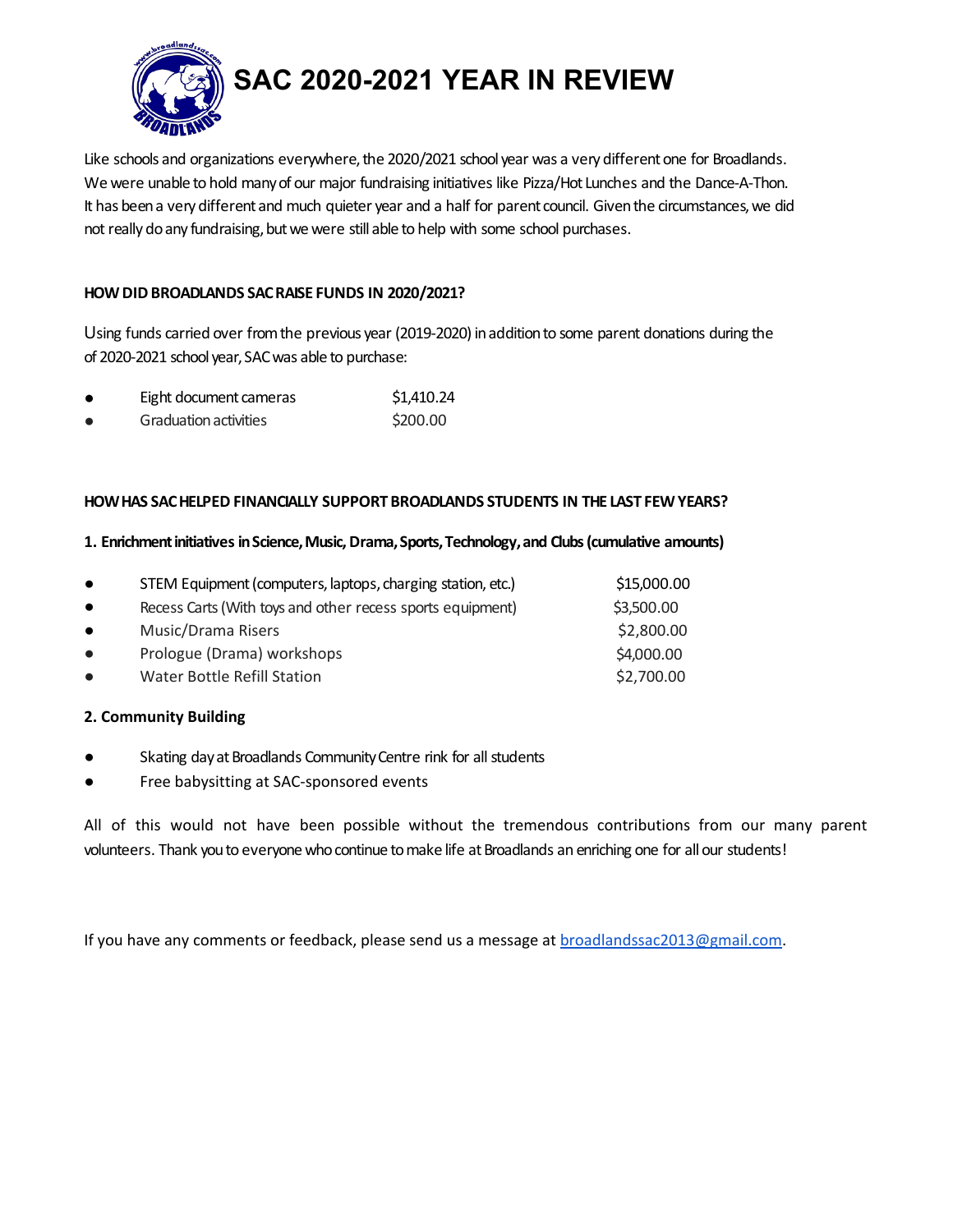# SAC 2020-2021 YEAR IN REVIEW

Like schools and organizations everywhere, the 2020/2021 school year was a very different one for Broadlands. We were unable to hold many of our major fundraising initiatives like Pizza/Hot Lunches and the Dance-A-Thon. It has been a very different and much quieter year and a half for parent council. Given the circumstances, we did not really do any fundraising, but we were still able to help with some school purchases.

**HOW DID BROADLANDS SAC RAISE FUNDS IN 2020/2021?**

Using funds carried over from the previous year (2019-2020) in addition to some parent donations during the of 2020-2021 school year, SAC was able to purchase:

- Eight document cameras $1,410.24
- Graduation activities $200.00

**HOW HAS SAC HELPED FINANCIALLY SUPPORT BROADLANDS STUDENTS IN THE LAST FEW YEARS?**

**1. Enrichment initiatives in Science, Music, Drama, Sports, Technology, and Clubs (cumulative amounts)**

- STEM Equipment (computers, laptops, charging station, etc.) $15,000.00
- Recess Carts (With toys and other recess sports equipment) $3,500.00
- Music/Drama Risers $2,800.00
- Prologue (Drama) workshops $4,000.00
- Water Bottle Refill Station $2,700.00

**2. Community Building**

- Skating day at Broadlands Community Centre rink for all students
- Free babysitting at SAC-sponsored events

All of this would not have been possible without the tremendous contributions from our many parent volunteers. Thank you to everyone who continue to make life at Broadlands an enriching one for all our students!

If you have any comments or feedback, please send us a message at broadlandssac2013@gmail.com.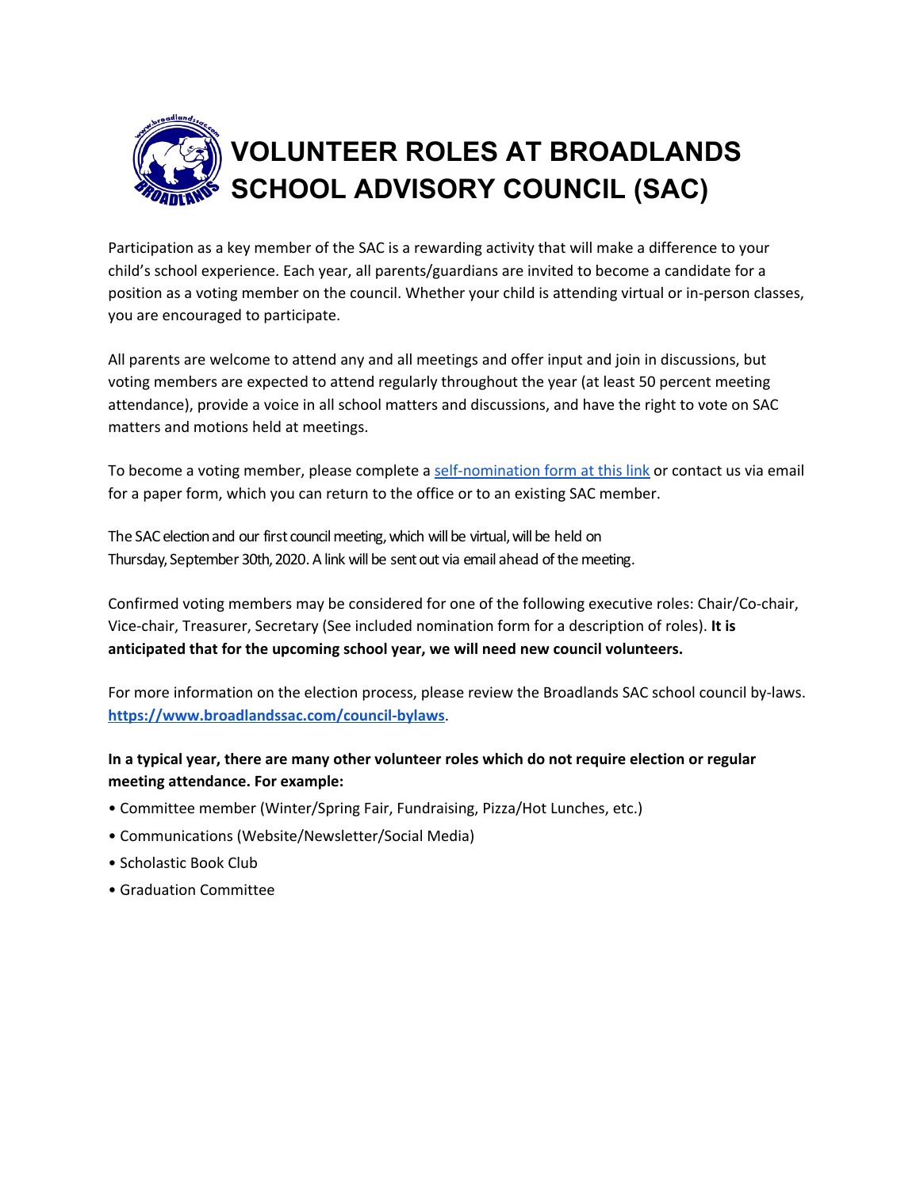# VOLUNTEER ROLES AT BROADLANDS SCHOOL ADVISORY COUNCIL (SAC)

Participation as a key member of the SAC is a rewarding activity that will make a difference to your child's school experience. Each year, all parents/guardians are invited to become a candidate for a position as a voting member on the council. Whether your child is attending virtual or in-person classes, you are encouraged to participate.

All parents are welcome to attend any and all meetings and offer input and join in discussions, but voting members are expected to attend regularly throughout the year (at least 50 percent meeting attendance), provide a voice in all school matters and discussions, and have the right to vote on SAC matters and motions held at meetings.

To become a voting member, please complete a [self-nomination form at this link]() or contact us via email for a paper form, which you can return to the office or to an existing SAC member.

The SAC election and our first council meeting, which will be virtual, will be held on Thursday, September 30th, 2020. A link will be sent out via email ahead of the meeting.

Confirmed voting members may be considered for one of the following executive roles: Chair/Co-chair, Vice-chair, Treasurer, Secretary (See included nomination form for a description of roles). **It is anticipated that for the upcoming school year, we will need new council volunteers.**

For more information on the election process, please review the Broadlands SAC school council by-laws. **https://www.broadlandssac.com/council-bylaws**.

**In a typical year, there are many other volunteer roles which do not require election or regular meeting attendance. For example:**

- Committee member (Winter/Spring Fair, Fundraising, Pizza/Hot Lunches, etc.)
- Communications (Website/Newsletter/Social Media)
- Scholastic Book Club
- Graduation Committee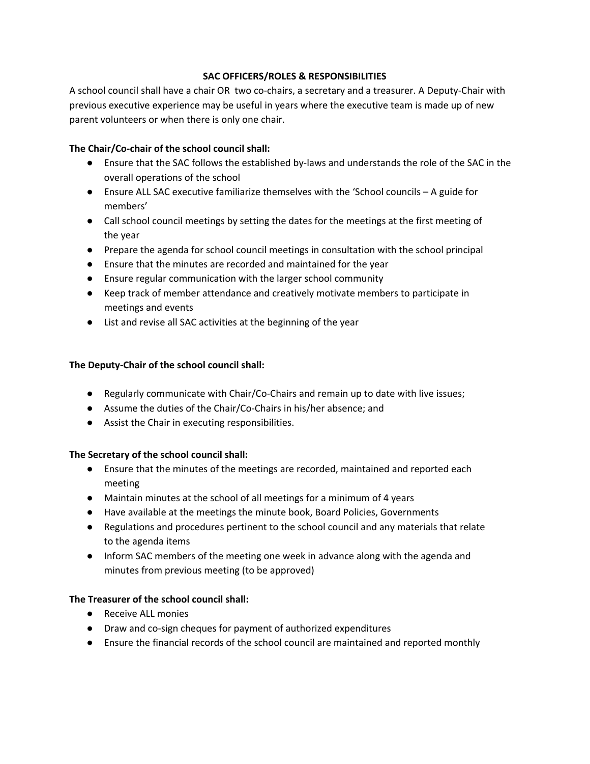## SAC OFFICERS/ROLES & RESPONSIBILITIES

A school council shall have a chair OR two co-chairs, a secretary and a treasurer. A Deputy-Chair with previous executive experience may be useful in years where the executive team is made up of new parent volunteers or when there is only one chair.

**The Chair/Co-chair of the school council shall:**

- Ensure that the SAC follows the established by-laws and understands the role of the SAC in the overall operations of the school
- Ensure ALL SAC executive familiarize themselves with the 'School councils – A guide for members'
- Call school council meetings by setting the dates for the meetings at the first meeting of the year
- Prepare the agenda for school council meetings in consultation with the school principal
- Ensure that the minutes are recorded and maintained for the year
- Ensure regular communication with the larger school community
- Keep track of member attendance and creatively motivate members to participate in meetings and events
- List and revise all SAC activities at the beginning of the year

**The Deputy-Chair of the school council shall:**

- Regularly communicate with Chair/Co-Chairs and remain up to date with live issues;
- Assume the duties of the Chair/Co-Chairs in his/her absence; and
- Assist the Chair in executing responsibilities.

**The Secretary of the school council shall:**

- Ensure that the minutes of the meetings are recorded, maintained and reported each meeting
- Maintain minutes at the school of all meetings for a minimum of 4 years
- Have available at the meetings the minute book, Board Policies, Governments
- Regulations and procedures pertinent to the school council and any materials that relate to the agenda items
- Inform SAC members of the meeting one week in advance along with the agenda and minutes from previous meeting (to be approved)

**The Treasurer of the school council shall:**

- Receive ALL monies
- Draw and co-sign cheques for payment of authorized expenditures
- Ensure the financial records of the school council are maintained and reported monthly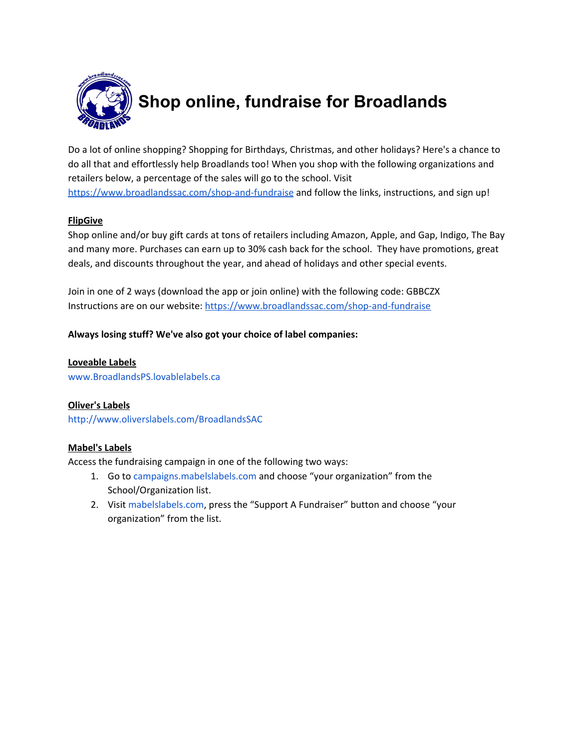# Shop online, fundraise for Broadlands

Do a lot of online shopping? Shopping for Birthdays, Christmas, and other holidays? Here's a chance to do all that and effortlessly help Broadlands too! When you shop with the following organizations and retailers below, a percentage of the sales will go to the school. Visit https://www.broadlandssac.com/shop-and-fundraise and follow the links, instructions, and sign up!

**FlipGive**

Shop online and/or buy gift cards at tons of retailers including Amazon, Apple, and Gap, Indigo, The Bay and many more. Purchases can earn up to 30% cash back for the school. They have promotions, great deals, and discounts throughout the year, and ahead of holidays and other special events.

Join in one of 2 ways (download the app or join online) with the following code: GBBCZX
Instructions are on our website: https://www.broadlandssac.com/shop-and-fundraise

**Always losing stuff? We've also got your choice of label companies:**

**Loveable Labels**

www.BroadlandsPS.lovablelabels.ca

**Oliver's Labels**

http://www.oliverslabels.com/BroadlandsSAC

**Mabel's Labels**

Access the fundraising campaign in one of the following two ways:

1. Go to campaigns.mabelslabels.com and choose “your organization” from the School/Organization list.
2. Visit mabelslabels.com, press the “Support A Fundraiser” button and choose “your organization” from the list.